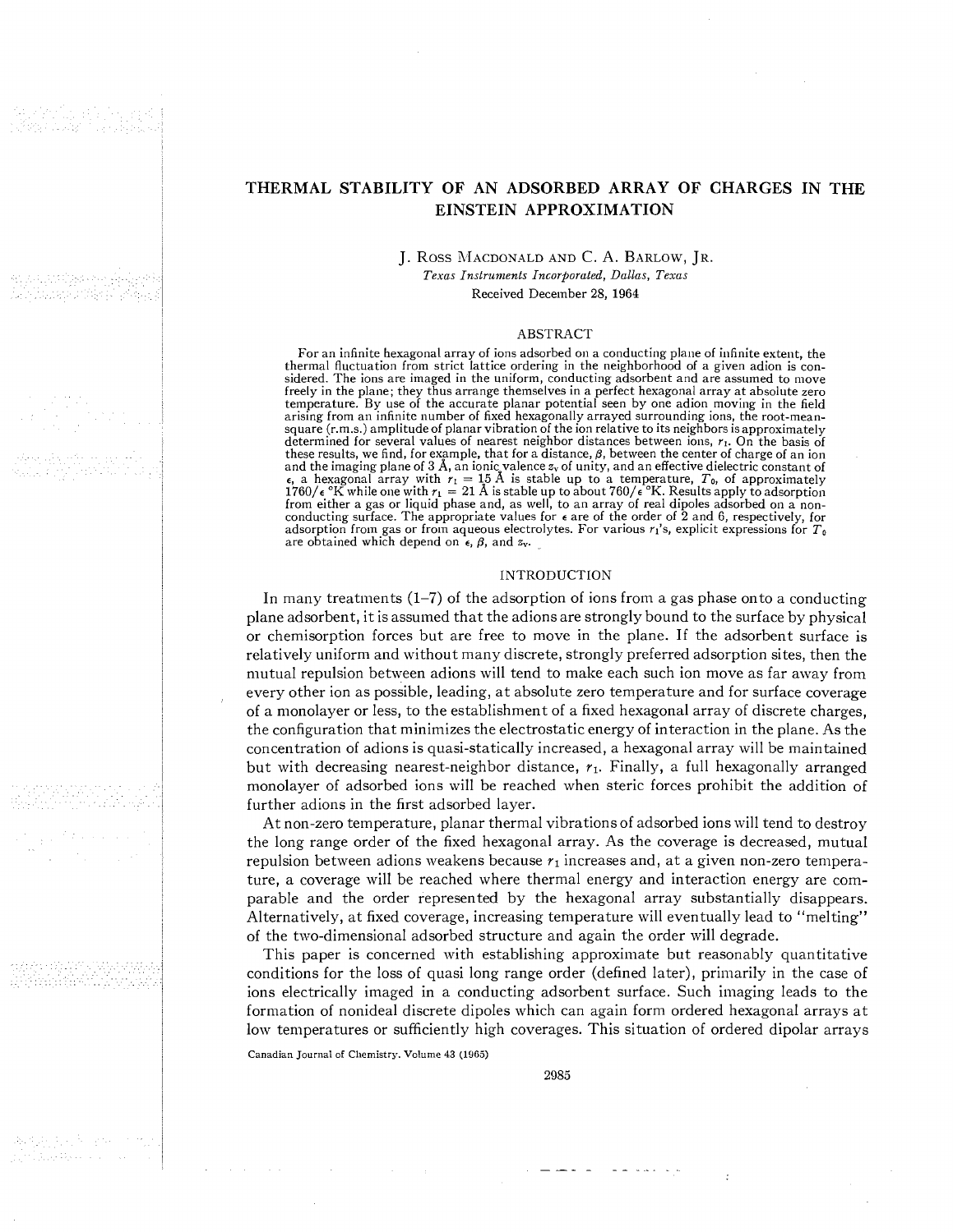# THERMAL STABILITY OF AN ADSORBED ARRAY OF CHARGES IN THE EINSTEIN APPROXIMATION

J. Ross Macdonald and C. A. Barlow, Jr.

*Texas Instruments Incorporated, Dallas, Texas*

Received December 28, 1964

## ABSTRACT

For an infinite hexagonal array of ions adsorbed on a conducting plane of infinite extent, the thermal fluctuation from strict lattice ordering in the neighborhood of a given adion is considered. The ions are imaged in the uniform, conducting adsorbent and are assumed to move freely in the plane; they thus arrange themselves in a perfect hexagonal array at absolute zero temperature. By use of the accurate planar potential seen by one adion moving in the field arising from an infinite number of fixed hexagonally arrayed surrounding ions, the root-mean-square (r.m.s.) amplitude of planar vibration of the ion relative to its neighbors is approximately determined for several values of nearest neighbor distances between ions, $r_1$. On the basis of these results, we find, for example, that for a distance, $\beta$, between the center of charge of an ion and the imaging plane of 3 Å, an ionic valence $z_v$ of unity, and an effective dielectric constant of $\epsilon$, a hexagonal array with $r_1 = 15$ Å is stable up to a temperature, $T_0$, of approximately $1760/\epsilon$ °K while one with $r_1 = 21$ Å is stable up to about $760/\epsilon$ °K. Results apply to adsorption from either a gas or liquid phase and, as well, to an array of real dipoles adsorbed on a nonconducting surface. The appropriate values for $\epsilon$ are of the order of 2 and 6, respectively, for adsorption from gas or from aqueous electrolytes. For various $r_1$'s, explicit expressions for $T_0$ are obtained which depend on $\epsilon$, $\beta$, and $z_v$.

## INTRODUCTION

In many treatments (1–7) of the adsorption of ions from a gas phase onto a conducting plane adsorbent, it is assumed that the adions are strongly bound to the surface by physical or chemisorption forces but are free to move in the plane. If the adsorbent surface is relatively uniform and without many discrete, strongly preferred adsorption sites, then the mutual repulsion between adions will tend to make each such ion move as far away from every other ion as possible, leading, at absolute zero temperature and for surface coverage of a monolayer or less, to the establishment of a fixed hexagonal array of discrete charges, the configuration that minimizes the electrostatic energy of interaction in the plane. As the concentration of adions is quasi-statically increased, a hexagonal array will be maintained but with decreasing nearest-neighbor distance, $r_1$. Finally, a full hexagonally arranged monolayer of adsorbed ions will be reached when steric forces prohibit the addition of further adions in the first adsorbed layer.

At non-zero temperature, planar thermal vibrations of adsorbed ions will tend to destroy the long range order of the fixed hexagonal array. As the coverage is decreased, mutual repulsion between adions weakens because $r_1$ increases and, at a given non-zero temperature, a coverage will be reached where thermal energy and interaction energy are comparable and the order represented by the hexagonal array substantially disappears. Alternatively, at fixed coverage, increasing temperature will eventually lead to "melting" of the two-dimensional adsorbed structure and again the order will degrade.

This paper is concerned with establishing approximate but reasonably quantitative conditions for the loss of quasi long range order (defined later), primarily in the case of ions electrically imaged in a conducting adsorbent surface. Such imaging leads to the formation of nonideal discrete dipoles which can again form ordered hexagonal arrays at low temperatures or sufficiently high coverages. This situation of ordered dipolar arrays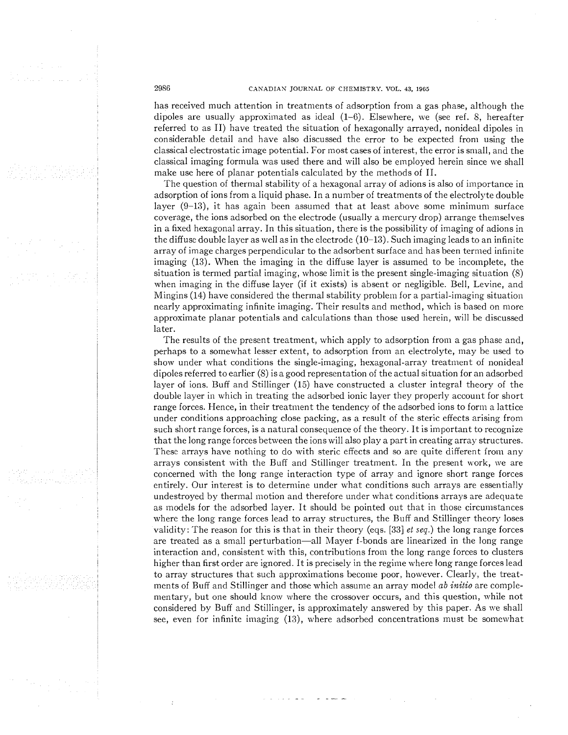has received much attention in treatments of adsorption from a gas phase, although the dipoles are usually approximated as ideal (1–6). Elsewhere, we (see ref. 8, hereafter referred to as II) have treated the situation of hexagonally arrayed, nonideal dipoles in considerable detail and have also discussed the error to be expected from using the classical electrostatic image potential. For most cases of interest, the error is small, and the classical imaging formula was used there and will also be employed herein since we shall make use here of planar potentials calculated by the methods of II.

The question of thermal stability of a hexagonal array of adions is also of importance in adsorption of ions from a liquid phase. In a number of treatments of the electrolyte double layer (9–13), it has again been assumed that at least above some minimum surface coverage, the ions adsorbed on the electrode (usually a mercury drop) arrange themselves in a fixed hexagonal array. In this situation, there is the possibility of imaging of adions in the diffuse double layer as well as in the electrode (10–13). Such imaging leads to an infinite array of image charges perpendicular to the adsorbent surface and has been termed infinite imaging (13). When the imaging in the diffuse layer is assumed to be incomplete, the situation is termed partial imaging, whose limit is the present single-imaging situation (8) when imaging in the diffuse layer (if it exists) is absent or negligible. Bell, Levine, and Mingins (14) have considered the thermal stability problem for a partial-imaging situation nearly approximating infinite imaging. Their results and method, which is based on more approximate planar potentials and calculations than those used herein, will be discussed later.

The results of the present treatment, which apply to adsorption from a gas phase and, perhaps to a somewhat lesser extent, to adsorption from an electrolyte, may be used to show under what conditions the single-imaging, hexagonal-array treatment of nonideal dipoles referred to earlier (8) is a good representation of the actual situation for an adsorbed layer of ions. Buff and Stillinger (15) have constructed a cluster integral theory of the double layer in which in treating the adsorbed ionic layer they properly account for short range forces. Hence, in their treatment the tendency of the adsorbed ions to form a lattice under conditions approaching close packing, as a result of the steric effects arising from such short range forces, is a natural consequence of the theory. It is important to recognize that the long range forces between the ions will also play a part in creating array structures. These arrays have nothing to do with steric effects and so are quite different from any arrays consistent with the Buff and Stillinger treatment. In the present work, we are concerned with the long range interaction type of array and ignore short range forces entirely. Our interest is to determine under what conditions such arrays are essentially undestroyed by thermal motion and therefore under what conditions arrays are adequate as models for the adsorbed layer. It should be pointed out that in those circumstances where the long range forces lead to array structures, the Buff and Stillinger theory loses validity: The reason for this is that in their theory (eqs. [33] *et seq.*) the long range forces are treated as a small perturbation—all Mayer f-bonds are linearized in the long range interaction and, consistent with this, contributions from the long range forces to clusters higher than first order are ignored. It is precisely in the regime where long range forces lead to array structures that such approximations become poor, however. Clearly, the treatments of Buff and Stillinger and those which assume an array model *ab initio* are complementary, but one should know where the crossover occurs, and this question, while not considered by Buff and Stillinger, is approximately answered by this paper. As we shall see, even for infinite imaging (13), where adsorbed concentrations must be somewhat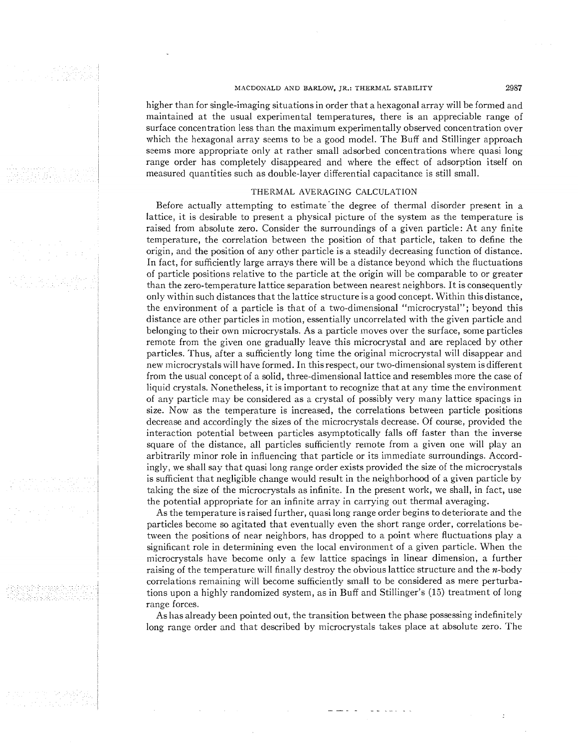higher than for single-imaging situations in order that a hexagonal array will be formed and maintained at the usual experimental temperatures, there is an appreciable range of surface concentration less than the maximum experimentally observed concentration over which the hexagonal array seems to be a good model. The Buff and Stillinger approach seems more appropriate only at rather small adsorbed concentrations where quasi long range order has completely disappeared and where the effect of adsorption itself on measured quantities such as double-layer differential capacitance is still small.

## THERMAL AVERAGING CALCULATION

Before actually attempting to estimate the degree of thermal disorder present in a lattice, it is desirable to present a physical picture of the system as the temperature is raised from absolute zero. Consider the surroundings of a given particle: At any finite temperature, the correlation between the position of that particle, taken to define the origin, and the position of any other particle is a steadily decreasing function of distance. In fact, for sufficiently large arrays there will be a distance beyond which the fluctuations of particle positions relative to the particle at the origin will be comparable to or greater than the zero-temperature lattice separation between nearest neighbors. It is consequently only within such distances that the lattice structure is a good concept. Within this distance, the environment of a particle is that of a two-dimensional "microcrystal"; beyond this distance are other particles in motion, essentially uncorrelated with the given particle and belonging to their own microcrystals. As a particle moves over the surface, some particles remote from the given one gradually leave this microcrystal and are replaced by other particles. Thus, after a sufficiently long time the original microcrystal will disappear and new microcrystals will have formed. In this respect, our two-dimensional system is different from the usual concept of a solid, three-dimensional lattice and resembles more the case of liquid crystals. Nonetheless, it is important to recognize that at any time the environment of any particle may be considered as a crystal of possibly very many lattice spacings in size. Now as the temperature is increased, the correlations between particle positions decrease and accordingly the sizes of the microcrystals decrease. Of course, provided the interaction potential between particles asymptotically falls off faster than the inverse square of the distance, all particles sufficiently remote from a given one will play an arbitrarily minor role in influencing that particle or its immediate surroundings. Accordingly, we shall say that quasi long range order exists provided the size of the microcrystals is sufficient that negligible change would result in the neighborhood of a given particle by taking the size of the microcrystals as infinite. In the present work, we shall, in fact, use the potential appropriate for an infinite array in carrying out thermal averaging.

As the temperature is raised further, quasi long range order begins to deteriorate and the particles become so agitated that eventually even the short range order, correlations between the positions of near neighbors, has dropped to a point where fluctuations play a significant role in determining even the local environment of a given particle. When the microcrystals have become only a few lattice spacings in linear dimension, a further raising of the temperature will finally destroy the obvious lattice structure and the $n$-body correlations remaining will become sufficiently small to be considered as mere perturbations upon a highly randomized system, as in Buff and Stillinger's (15) treatment of long range forces.

As has already been pointed out, the transition between the phase possessing indefinitely long range order and that described by microcrystals takes place at absolute zero. The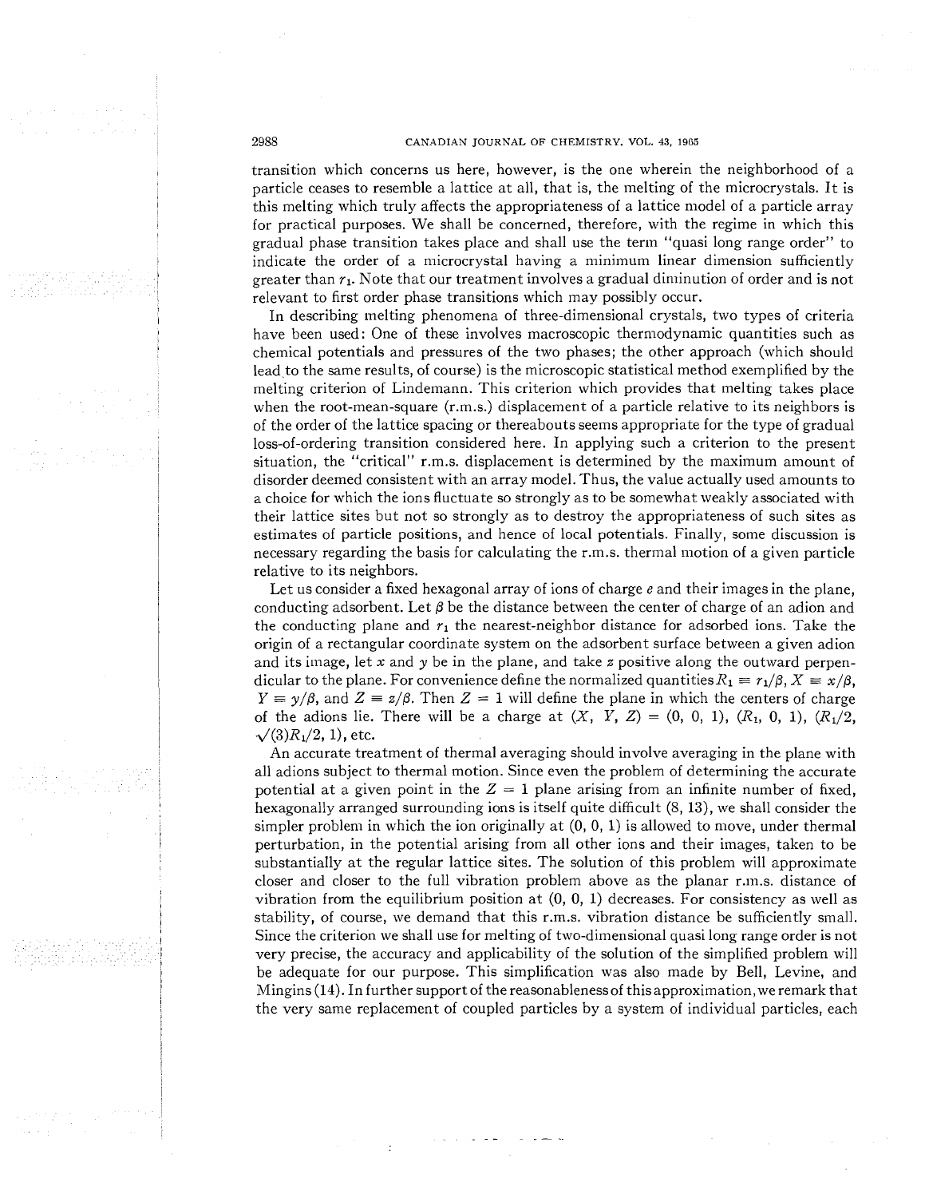transition which concerns us here, however, is the one wherein the neighborhood of a particle ceases to resemble a lattice at all, that is, the melting of the microcrystals. It is this melting which truly affects the appropriateness of a lattice model of a particle array for practical purposes. We shall be concerned, therefore, with the regime in which this gradual phase transition takes place and shall use the term "quasi long range order" to indicate the order of a microcrystal having a minimum linear dimension sufficiently greater than $r_1$. Note that our treatment involves a gradual diminution of order and is not relevant to first order phase transitions which may possibly occur.

In describing melting phenomena of three-dimensional crystals, two types of criteria have been used: One of these involves macroscopic thermodynamic quantities such as chemical potentials and pressures of the two phases; the other approach (which should lead to the same results, of course) is the microscopic statistical method exemplified by the melting criterion of Lindemann. This criterion which provides that melting takes place when the root-mean-square (r.m.s.) displacement of a particle relative to its neighbors is of the order of the lattice spacing or thereabouts seems appropriate for the type of gradual loss-of-ordering transition considered here. In applying such a criterion to the present situation, the "critical" r.m.s. displacement is determined by the maximum amount of disorder deemed consistent with an array model. Thus, the value actually used amounts to a choice for which the ions fluctuate so strongly as to be somewhat weakly associated with their lattice sites but not so strongly as to destroy the appropriateness of such sites as estimates of particle positions, and hence of local potentials. Finally, some discussion is necessary regarding the basis for calculating the r.m.s. thermal motion of a given particle relative to its neighbors.

Let us consider a fixed hexagonal array of ions of charge $e$ and their images in the plane, conducting adsorbent. Let $\beta$ be the distance between the center of charge of an adion and the conducting plane and $r_1$ the nearest-neighbor distance for adsorbed ions. Take the origin of a rectangular coordinate system on the adsorbent surface between a given adion and its image, let $x$ and $y$ be in the plane, and take $z$ positive along the outward perpendicular to the plane. For convenience define the normalized quantities $R_1 \equiv r_1/\beta$, $X \equiv x/\beta$, $Y \equiv y/\beta$, and $Z \equiv z/\beta$. Then $Z = 1$ will define the plane in which the centers of charge of the adions lie. There will be a charge at $(X, Y, Z) = (0, 0, 1)$, $(R_1, 0, 1)$, $(R_1/2, \sqrt{(3)}R_1/2, 1)$, etc.

An accurate treatment of thermal averaging should involve averaging in the plane with all adions subject to thermal motion. Since even the problem of determining the accurate potential at a given point in the $Z = 1$ plane arising from an infinite number of fixed, hexagonally arranged surrounding ions is itself quite difficult (8, 13), we shall consider the simpler problem in which the ion originally at $(0, 0, 1)$ is allowed to move, under thermal perturbation, in the potential arising from all other ions and their images, taken to be substantially at the regular lattice sites. The solution of this problem will approximate closer and closer to the full vibration problem above as the planar r.m.s. distance of vibration from the equilibrium position at $(0, 0, 1)$ decreases. For consistency as well as stability, of course, we demand that this r.m.s. vibration distance be sufficiently small. Since the criterion we shall use for melting of two-dimensional quasi long range order is not very precise, the accuracy and applicability of the solution of the simplified problem will be adequate for our purpose. This simplification was also made by Bell, Levine, and Mingins (14). In further support of the reasonableness of this approximation, we remark that the very same replacement of coupled particles by a system of individual particles, each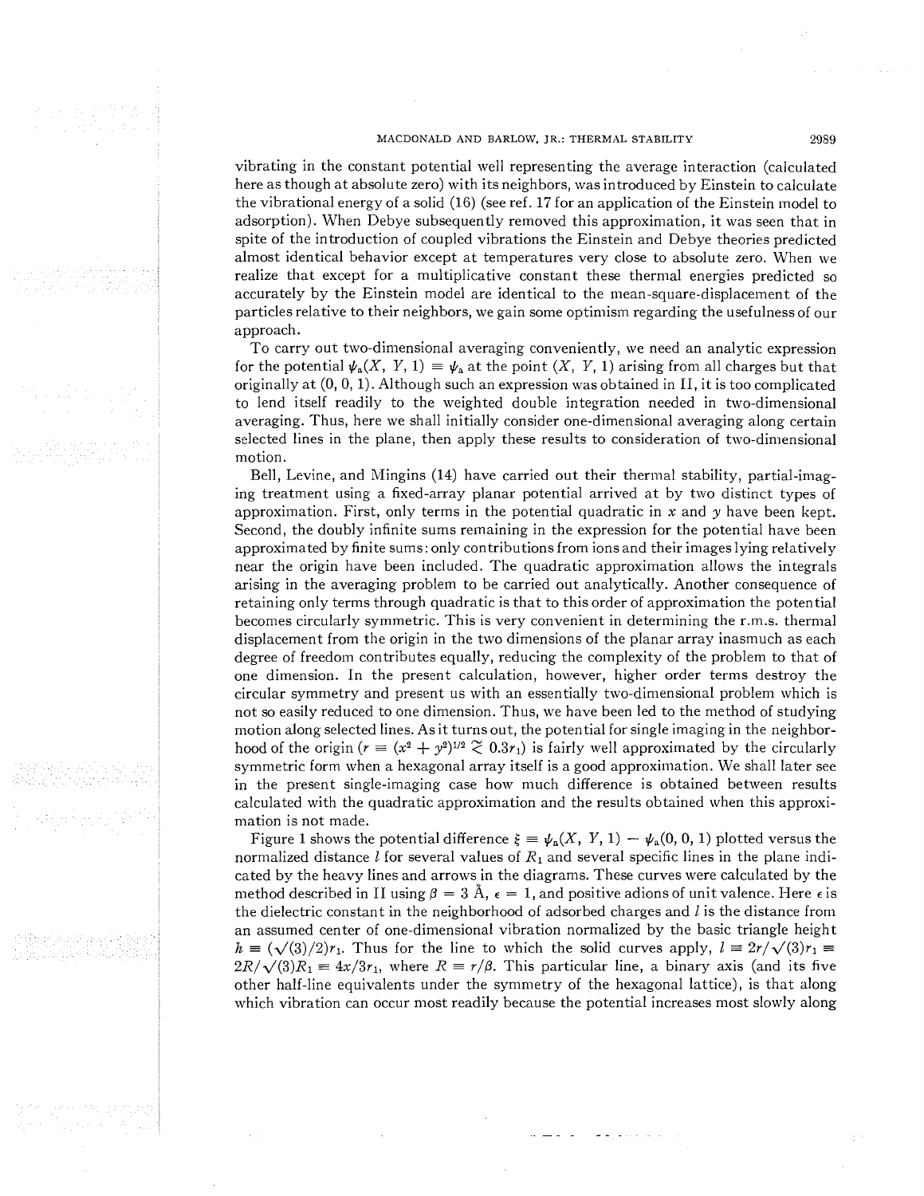vibrating in the constant potential well representing the average interaction (calculated here as though at absolute zero) with its neighbors, was introduced by Einstein to calculate the vibrational energy of a solid (16) (see ref. 17 for an application of the Einstein model to adsorption). When Debye subsequently removed this approximation, it was seen that in spite of the introduction of coupled vibrations the Einstein and Debye theories predicted almost identical behavior except at temperatures very close to absolute zero. When we realize that except for a multiplicative constant these thermal energies predicted so accurately by the Einstein model are identical to the mean-square-displacement of the particles relative to their neighbors, we gain some optimism regarding the usefulness of our approach.

To carry out two-dimensional averaging conveniently, we need an analytic expression for the potential $\psi_a(X, Y, 1) \equiv \psi_a$ at the point $(X, Y, 1)$ arising from all charges but that originally at $(0, 0, 1)$. Although such an expression was obtained in II, it is too complicated to lend itself readily to the weighted double integration needed in two-dimensional averaging. Thus, here we shall initially consider one-dimensional averaging along certain selected lines in the plane, then apply these results to consideration of two-dimensional motion.

Bell, Levine, and Mingins (14) have carried out their thermal stability, partial-imaging treatment using a fixed-array planar potential arrived at by two distinct types of approximation. First, only terms in the potential quadratic in $x$ and $y$ have been kept. Second, the doubly infinite sums remaining in the expression for the potential have been approximated by finite sums: only contributions from ions and their images lying relatively near the origin have been included. The quadratic approximation allows the integrals arising in the averaging problem to be carried out analytically. Another consequence of retaining only terms through quadratic is that to this order of approximation the potential becomes circularly symmetric. This is very convenient in determining the r.m.s. thermal displacement from the origin in the two dimensions of the planar array inasmuch as each degree of freedom contributes equally, reducing the complexity of the problem to that of one dimension. In the present calculation, however, higher order terms destroy the circular symmetry and present us with an essentially two-dimensional problem which is not so easily reduced to one dimension. Thus, we have been led to the method of studying motion along selected lines. As it turns out, the potential for single imaging in the neighborhood of the origin ($r \equiv (x^2 + y^2)^{1/2} \lesssim 0.3r_1$) is fairly well approximated by the circularly symmetric form when a hexagonal array itself is a good approximation. We shall later see in the present single-imaging case how much difference is obtained between results calculated with the quadratic approximation and the results obtained when this approximation is not made.

Figure 1 shows the potential difference $\xi \equiv \psi_a(X, Y, 1) - \psi_a(0, 0, 1)$ plotted versus the normalized distance $l$ for several values of $R_1$ and several specific lines in the plane indicated by the heavy lines and arrows in the diagrams. These curves were calculated by the method described in II using $\beta = 3$ Å, $\epsilon = 1$, and positive adions of unit valence. Here $\epsilon$ is the dielectric constant in the neighborhood of adsorbed charges and $l$ is the distance from an assumed center of one-dimensional vibration normalized by the basic triangle height $h \equiv (\sqrt{(3)}/2)r_1$. Thus for the line to which the solid curves apply, $l \equiv 2r/\sqrt{(3)}r_1 \equiv 2R/\sqrt{(3)}R_1 \equiv 4x/3r_1$, where $R \equiv r/\beta$. This particular line, a binary axis (and its five other half-line equivalents under the symmetry of the hexagonal lattice), is that along which vibration can occur most readily because the potential increases most slowly along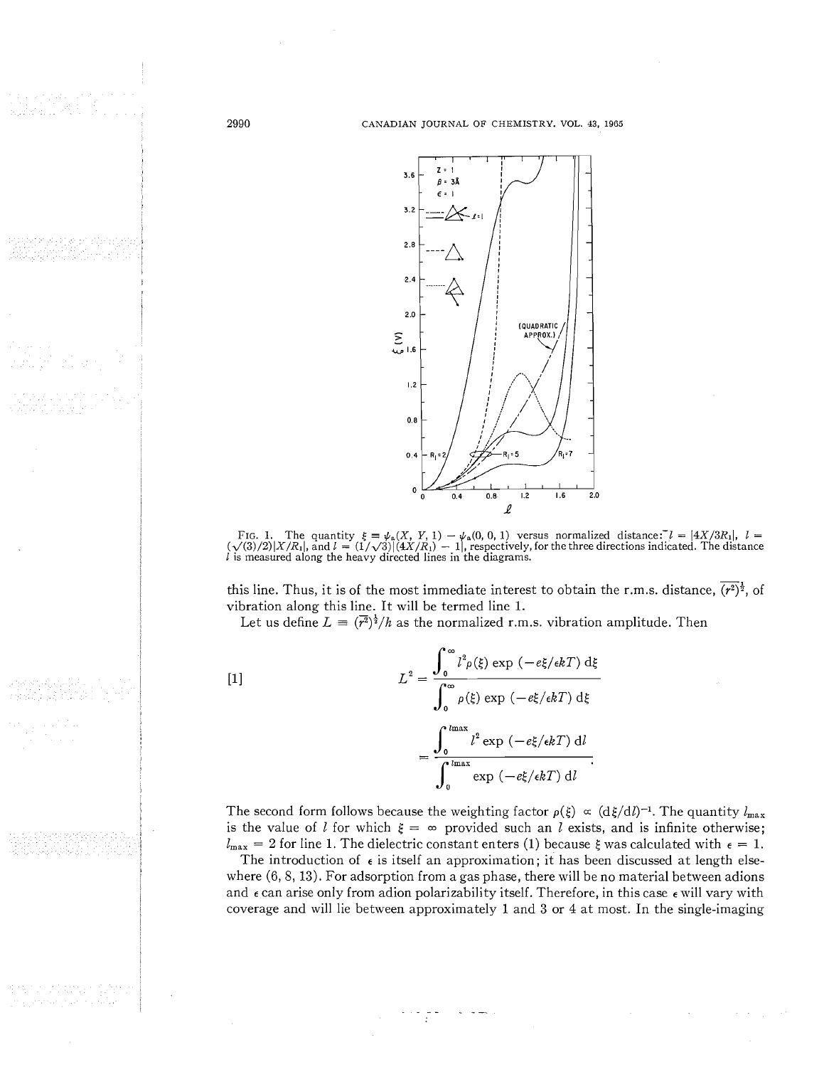FIG. 1. The quantity $\xi \equiv \psi_a(X, Y, 1) - \psi_a(0, 0, 1)$ versus normalized distance: $l = |4X/3R_1|$, $l = (\sqrt{(3)}/2)|X/R_1|$, and $l = (1/\sqrt{3})|(4X/R_1) - 1|$, respectively, for the three directions indicated. The distance $l$ is measured along the heavy directed lines in the diagrams.

this line. Thus, it is of the most immediate interest to obtain the r.m.s. distance, $\overline{(r^2)}^{\frac{1}{2}}$, of vibration along this line. It will be termed line 1.

Let us define $L \equiv \overline{(r^2)}^{\frac{1}{2}}/h$ as the normalized r.m.s. vibration amplitude. Then

$$
[1] \qquad L^2 = \frac{\int_0^\infty l^2 \rho(\xi) \exp(-e\xi/\epsilon kT)\, d\xi}{\int_0^\infty \rho(\xi) \exp(-e\xi/\epsilon kT)\, d\xi}
$$

$$
= \frac{\int_0^{l_{\max}} l^2 \exp(-e\xi/\epsilon kT)\, dl}{\int_0^{l_{\max}} \exp(-e\xi/\epsilon kT)\, dl}.
$$

The second form follows because the weighting factor $\rho(\xi) \propto (d\xi/dl)^{-1}$. The quantity $l_{\max}$ is the value of $l$ for which $\xi = \infty$ provided such an $l$ exists, and is infinite otherwise; $l_{\max} = 2$ for line 1. The dielectric constant enters (1) because $\xi$ was calculated with $\epsilon = 1$.

The introduction of $\epsilon$ is itself an approximation; it has been discussed at length elsewhere (6, 8, 13). For adsorption from a gas phase, there will be no material between adions and $\epsilon$ can arise only from adion polarizability itself. Therefore, in this case $\epsilon$ will vary with coverage and will lie between approximately 1 and 3 or 4 at most. In the single-imaging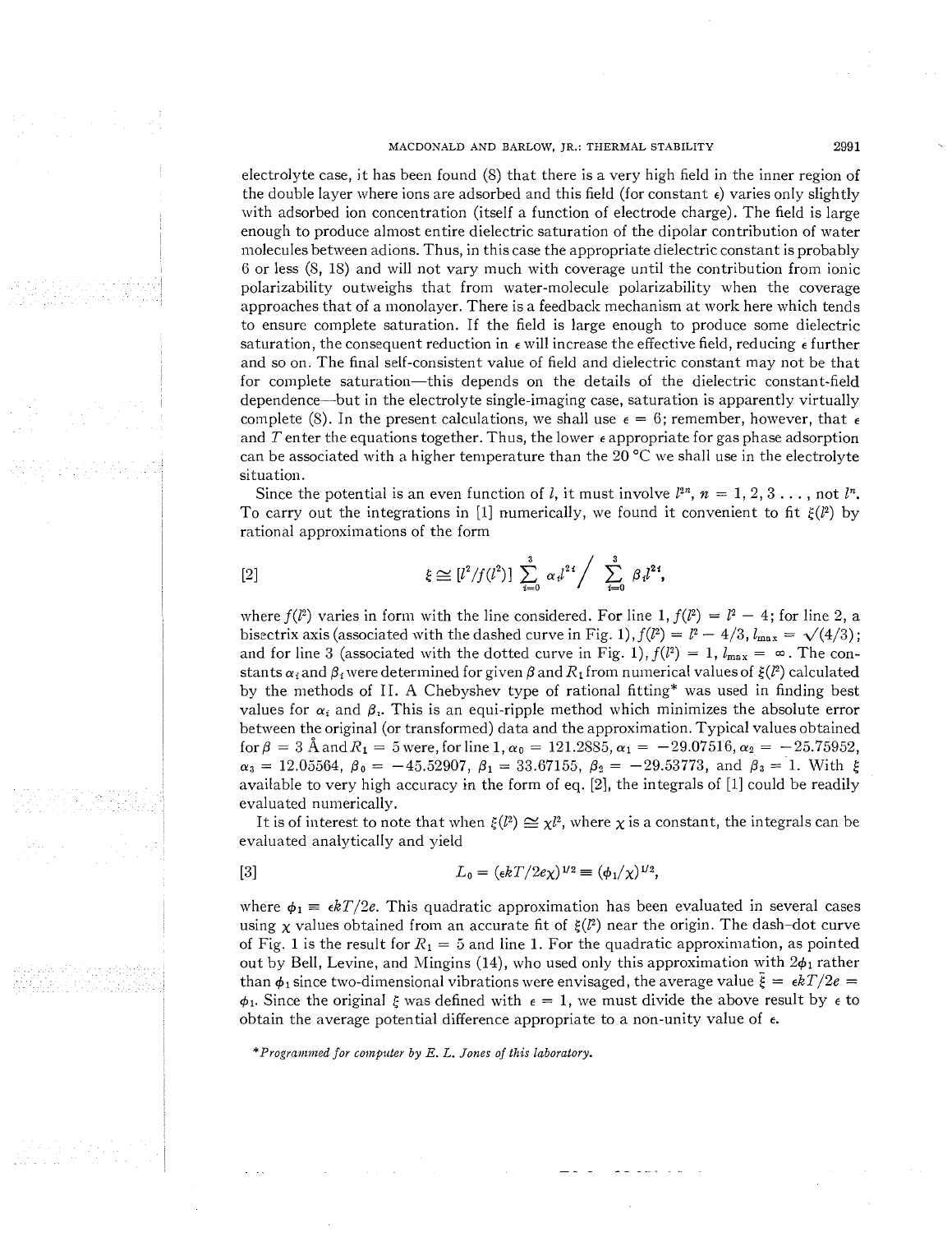electrolyte case, it has been found (8) that there is a very high field in the inner region of the double layer where ions are adsorbed and this field (for constant $\epsilon$) varies only slightly with adsorbed ion concentration (itself a function of electrode charge). The field is large enough to produce almost entire dielectric saturation of the dipolar contribution of water molecules between adions. Thus, in this case the appropriate dielectric constant is probably 6 or less (8, 18) and will not vary much with coverage until the contribution from ionic polarizability outweighs that from water-molecule polarizability when the coverage approaches that of a monolayer. There is a feedback mechanism at work here which tends to ensure complete saturation. If the field is large enough to produce some dielectric saturation, the consequent reduction in $\epsilon$ will increase the effective field, reducing $\epsilon$ further and so on. The final self-consistent value of field and dielectric constant may not be that for complete saturation—this depends on the details of the dielectric constant-field dependence—but in the electrolyte single-imaging case, saturation is apparently virtually complete (8). In the present calculations, we shall use $\epsilon = 6$; remember, however, that $\epsilon$ and $T$ enter the equations together. Thus, the lower $\epsilon$ appropriate for gas phase adsorption can be associated with a higher temperature than the 20 °C we shall use in the electrolyte situation.

Since the potential is an even function of $l$, it must involve $l^{2n}$, $n = 1, 2, 3 \ldots$, not $l^n$. To carry out the integrations in [1] numerically, we found it convenient to fit $\xi(l^2)$ by rational approximations of the form

$$\xi \cong [l^2/f(l^2)] \sum_{i=0}^{3} \alpha_i l^{2i} \Big/ \sum_{i=0}^{3} \beta_i l^{2i}, \tag{2}$$

where $f(l^2)$ varies in form with the line considered. For line 1, $f(l^2) = l^2 - 4$; for line 2, a bisectrix axis (associated with the dashed curve in Fig. 1), $f(l^2) = l^2 - 4/3$, $l_{\max} = \sqrt{(4/3)}$; and for line 3 (associated with the dotted curve in Fig. 1), $f(l^2) = 1$, $l_{\max} = \infty$. The constants $\alpha_i$ and $\beta_i$ were determined for given $\beta$ and $R_1$ from numerical values of $\xi(l^2)$ calculated by the methods of II. A Chebyshev type of rational fitting* was used in finding best values for $\alpha_i$ and $\beta_i$. This is an equi-ripple method which minimizes the absolute error between the original (or transformed) data and the approximation. Typical values obtained for $\beta = 3$ Å and $R_1 = 5$ were, for line 1, $\alpha_0 = 121.2885$, $\alpha_1 = -29.07516$, $\alpha_2 = -25.75952$, $\alpha_3 = 12.05564$, $\beta_0 = -45.52907$, $\beta_1 = 33.67155$, $\beta_2 = -29.53773$, and $\beta_3 = 1$. With $\xi$ available to very high accuracy in the form of eq. [2], the integrals of [1] could be readily evaluated numerically.

It is of interest to note that when $\xi(l^2) \cong \chi l^2$, where $\chi$ is a constant, the integrals can be evaluated analytically and yield

$$L_0 = (\epsilon kT/2e\chi)^{1/2} \equiv (\phi_1/\chi)^{1/2}, \tag{3}$$

where $\phi_1 \equiv \epsilon kT/2e$. This quadratic approximation has been evaluated in several cases using $\chi$ values obtained from an accurate fit of $\xi(l^2)$ near the origin. The dash–dot curve of Fig. 1 is the result for $R_1 = 5$ and line 1. For the quadratic approximation, as pointed out by Bell, Levine, and Mingins (14), who used only this approximation with $2\phi_1$ rather than $\phi_1$ since two-dimensional vibrations were envisaged, the average value $\bar{\xi} = \epsilon kT/2e = \phi_1$. Since the original $\xi$ was defined with $\epsilon = 1$, we must divide the above result by $\epsilon$ to obtain the average potential difference appropriate to a non-unity value of $\epsilon$.

*Programmed for computer by E. L. Jones of this laboratory.*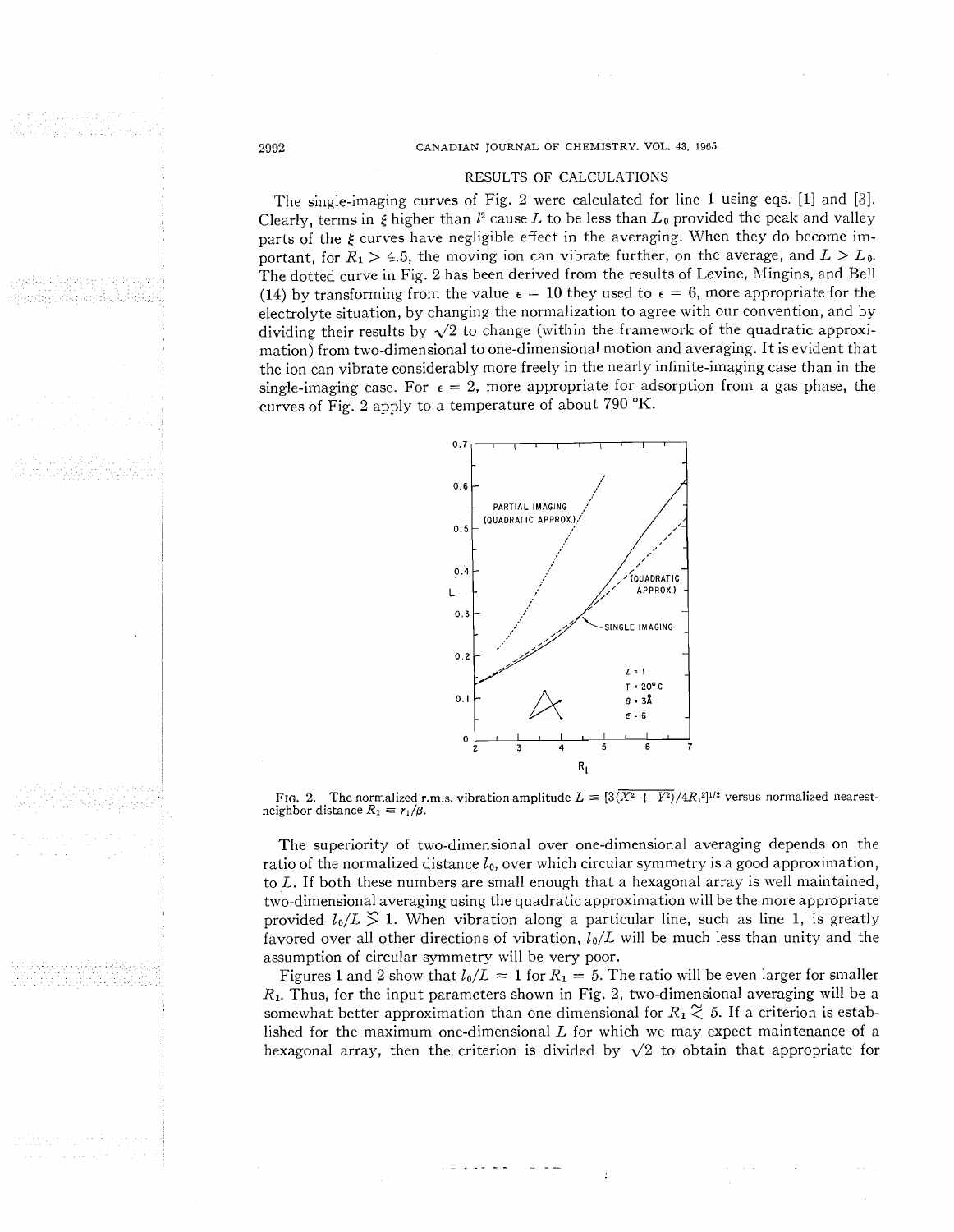## RESULTS OF CALCULATIONS

The single-imaging curves of Fig. 2 were calculated for line 1 using eqs. [1] and [3]. Clearly, terms in $\xi$ higher than $l^2$ cause $L$ to be less than $L_0$ provided the peak and valley parts of the $\xi$ curves have negligible effect in the averaging. When they do become important, for $R_1 > 4.5$, the moving ion can vibrate further, on the average, and $L > L_0$. The dotted curve in Fig. 2 has been derived from the results of Levine, Mingins, and Bell (14) by transforming from the value $\epsilon = 10$ they used to $\epsilon = 6$, more appropriate for the electrolyte situation, by changing the normalization to agree with our convention, and by dividing their results by $\sqrt{2}$ to change (within the framework of the quadratic approximation) from two-dimensional to one-dimensional motion and averaging. It is evident that the ion can vibrate considerably more freely in the nearly infinite-imaging case than in the single-imaging case. For $\epsilon = 2$, more appropriate for adsorption from a gas phase, the curves of Fig. 2 apply to a temperature of about 790 °K.

FIG. 2. The normalized r.m.s. vibration amplitude $L \equiv [3(\overline{X^2 + Y^2})/4R_1^2]^{1/2}$ versus normalized nearest-neighbor distance $R_1 \equiv r_1/\beta$.

The superiority of two-dimensional over one-dimensional averaging depends on the ratio of the normalized distance $l_0$, over which circular symmetry is a good approximation, to $L$. If both these numbers are small enough that a hexagonal array is well maintained, two-dimensional averaging using the quadratic approximation will be the more appropriate provided $l_0/L \gtrsim 1$. When vibration along a particular line, such as line 1, is greatly favored over all other directions of vibration, $l_0/L$ will be much less than unity and the assumption of circular symmetry will be very poor.

Figures 1 and 2 show that $l_0/L \approx 1$ for $R_1 = 5$. The ratio will be even larger for smaller $R_1$. Thus, for the input parameters shown in Fig. 2, two-dimensional averaging will be a somewhat better approximation than one dimensional for $R_1 \lesssim 5$. If a criterion is established for the maximum one-dimensional $L$ for which we may expect maintenance of a hexagonal array, then the criterion is divided by $\sqrt{2}$ to obtain that appropriate for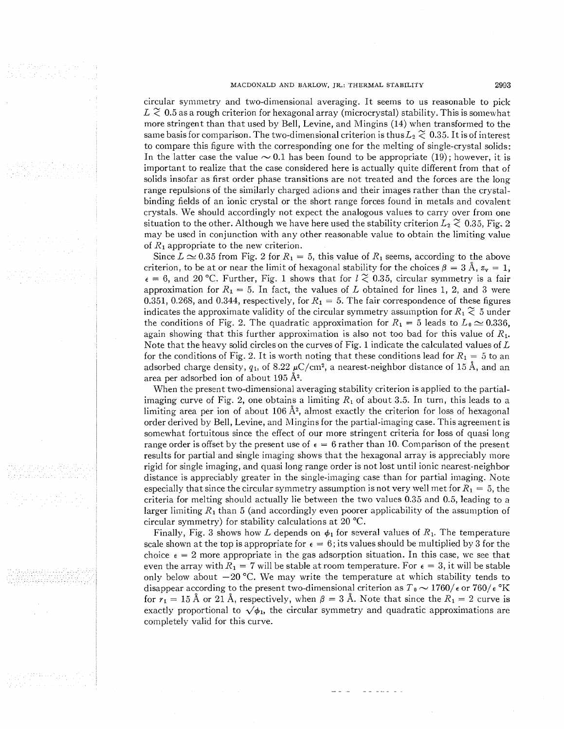circular symmetry and two-dimensional averaging. It seems to us reasonable to pick $L \lesssim 0.5$ as a rough criterion for hexagonal array (microcrystal) stability. This is somewhat more stringent than that used by Bell, Levine, and Mingins (14) when transformed to the same basis for comparison. The two-dimensional criterion is thus $L_2 \lesssim 0.35$. It is of interest to compare this figure with the corresponding one for the melting of single-crystal solids: In the latter case the value $\sim 0.1$ has been found to be appropriate (19); however, it is important to realize that the case considered here is actually quite different from that of solids insofar as first order phase transitions are not treated and the forces are the long range repulsions of the similarly charged adions and their images rather than the crystal-binding fields of an ionic crystal or the short range forces found in metals and covalent crystals. We should accordingly not expect the analogous values to carry over from one situation to the other. Although we have here used the stability criterion $L_2 \lesssim 0.35$, Fig. 2 may be used in conjunction with any other reasonable value to obtain the limiting value of $R_1$ appropriate to the new criterion.

Since $L \simeq 0.35$ from Fig. 2 for $R_1 = 5$, this value of $R_1$ seems, according to the above criterion, to be at or near the limit of hexagonal stability for the choices $\beta = 3$ Å, $z_v = 1$, $\epsilon = 6$, and 20 °C. Further, Fig. 1 shows that for $l \lesssim 0.35$, circular symmetry is a fair approximation for $R_1 = 5$. In fact, the values of $L$ obtained for lines 1, 2, and 3 were 0.351, 0.268, and 0.344, respectively, for $R_1 = 5$. The fair correspondence of these figures indicates the approximate validity of the circular symmetry assumption for $R_1 \lesssim 5$ under the conditions of Fig. 2. The quadratic approximation for $R_1 = 5$ leads to $L_0 \simeq 0.336$, again showing that this further approximation is also not too bad for this value of $R_1$. Note that the heavy solid circles on the curves of Fig. 1 indicate the calculated values of $L$ for the conditions of Fig. 2. It is worth noting that these conditions lead for $R_1 = 5$ to an adsorbed charge density, $q_1$, of 8.22 $\mu$C/cm$^2$, a nearest-neighbor distance of 15 Å, and an area per adsorbed ion of about 195 Å$^2$.

When the present two-dimensional averaging stability criterion is applied to the partial-imaging curve of Fig. 2, one obtains a limiting $R_1$ of about 3.5. In turn, this leads to a limiting area per ion of about 106 Å$^2$, almost exactly the criterion for loss of hexagonal order derived by Bell, Levine, and Mingins for the partial-imaging case. This agreement is somewhat fortuitous since the effect of our more stringent criteria for loss of quasi long range order is offset by the present use of $\epsilon = 6$ rather than 10. Comparison of the present results for partial and single imaging shows that the hexagonal array is appreciably more rigid for single imaging, and quasi long range order is not lost until ionic nearest-neighbor distance is appreciably greater in the single-imaging case than for partial imaging. Note especially that since the circular symmetry assumption is not very well met for $R_1 = 5$, the criteria for melting should actually lie between the two values 0.35 and 0.5, leading to a larger limiting $R_1$ than 5 (and accordingly even poorer applicability of the assumption of circular symmetry) for stability calculations at 20 °C.

Finally, Fig. 3 shows how $L$ depends on $\phi_1$ for several values of $R_1$. The temperature scale shown at the top is appropriate for $\epsilon = 6$; its values should be multiplied by 3 for the choice $\epsilon = 2$ more appropriate in the gas adsorption situation. In this case, we see that even the array with $R_1 = 7$ will be stable at room temperature. For $\epsilon = 3$, it will be stable only below about $-20$ °C. We may write the temperature at which stability tends to disappear according to the present two-dimensional criterion as $T_0 \sim 1760/\epsilon$ or $760/\epsilon$ °K for $r_1 = 15$ Å or 21 Å, respectively, when $\beta = 3$ Å. Note that since the $R_1 = 2$ curve is exactly proportional to $\sqrt{\phi_1}$, the circular symmetry and quadratic approximations are completely valid for this curve.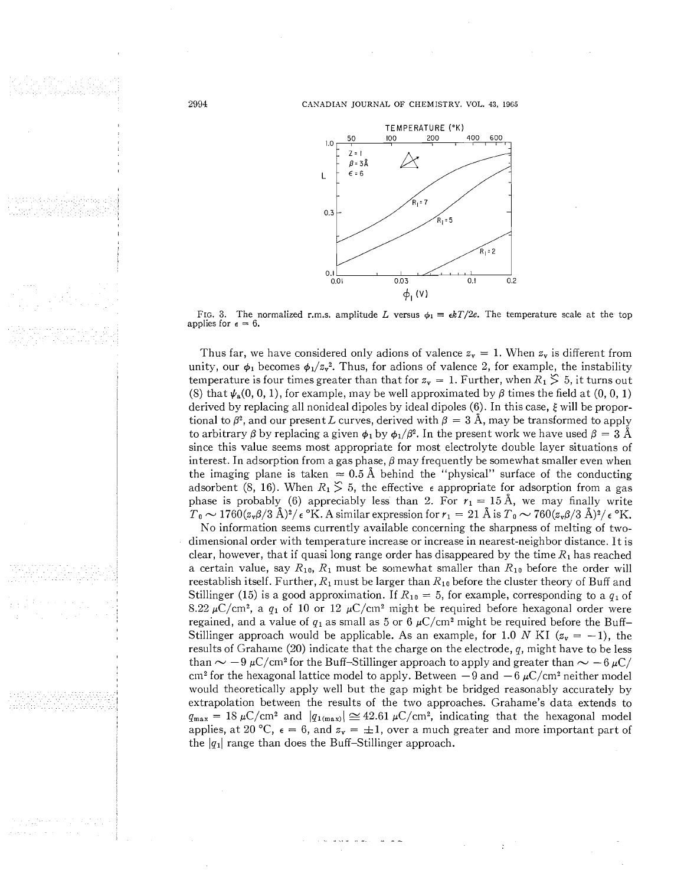FIG. 3. The normalized r.m.s. amplitude $L$ versus $\phi_1 \equiv \epsilon kT/2e$. The temperature scale at the top applies for $\epsilon = 6$.

Thus far, we have considered only adions of valence $z_v = 1$. When $z_v$ is different from unity, our $\phi_1$ becomes $\phi_1/z_v^2$. Thus, for adions of valence 2, for example, the instability temperature is four times greater than that for $z_v = 1$. Further, when $R_1 \gtrsim 5$, it turns out (8) that $\psi_a(0, 0, 1)$, for example, may be well approximated by $\beta$ times the field at (0, 0, 1) derived by replacing all nonideal dipoles by ideal dipoles (6). In this case, $\xi$ will be proportional to $\beta^2$, and our present $L$ curves, derived with $\beta = 3$ Å, may be transformed to apply to arbitrary $\beta$ by replacing a given $\phi_1$ by $\phi_1/\beta^2$. In the present work we have used $\beta = 3$ Å since this value seems most appropriate for most electrolyte double layer situations of interest. In adsorption from a gas phase, $\beta$ may frequently be somewhat smaller even when the imaging plane is taken $\approx 0.5$ Å behind the "physical" surface of the conducting adsorbent (8, 16). When $R_1 \gtrsim 5$, the effective $\epsilon$ appropriate for adsorption from a gas phase is probably (6) appreciably less than 2. For $r_1 = 15$ Å, we may finally write $T_0 \sim 1760(z_v\beta/3\text{ Å})^2/\epsilon$ °K. A similar expression for $r_1 = 21$ Å is $T_0 \sim 760(z_v\beta/3\text{ Å})^2/\epsilon$ °K.

No information seems currently available concerning the sharpness of melting of two-dimensional order with temperature increase or increase in nearest-neighbor distance. It is clear, however, that if quasi long range order has disappeared by the time $R_1$ has reached a certain value, say $R_{10}$, $R_1$ must be somewhat smaller than $R_{10}$ before the order will reestablish itself. Further, $R_1$ must be larger than $R_{10}$ before the cluster theory of Buff and Stillinger (15) is a good approximation. If $R_{10} = 5$, for example, corresponding to a $q_1$ of 8.22 $\mu$C/cm$^2$, a $q_1$ of 10 or 12 $\mu$C/cm$^2$ might be required before hexagonal order were regained, and a value of $q_1$ as small as 5 or 6 $\mu$C/cm$^2$ might be required before the Buff–Stillinger approach would be applicable. As an example, for 1.0 $N$ KI ($z_v = -1$), the results of Grahame (20) indicate that the charge on the electrode, $q$, might have to be less than $\sim -9$ $\mu$C/cm$^2$ for the Buff–Stillinger approach to apply and greater than $\sim -6$ $\mu$C/cm$^2$ for the hexagonal lattice model to apply. Between $-9$ and $-6$ $\mu$C/cm$^2$ neither model would theoretically apply well but the gap might be bridged reasonably accurately by extrapolation between the results of the two approaches. Grahame's data extends to $q_{max} = 18$ $\mu$C/cm$^2$ and $|q_{1(max)}| \cong 42.61$ $\mu$C/cm$^2$, indicating that the hexagonal model applies, at 20 °C, $\epsilon = 6$, and $z_v = \pm 1$, over a much greater and more important part of the $|q_1|$ range than does the Buff–Stillinger approach.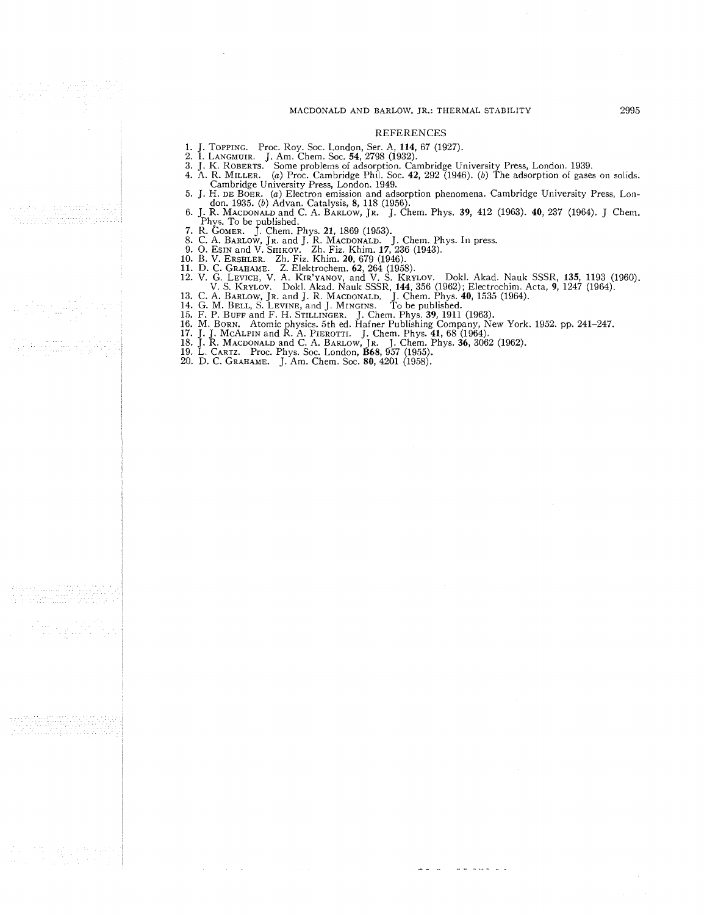## REFERENCES

1. J. Topping. Proc. Roy. Soc. London, Ser. A, **114**, 67 (1927).
2. I. Langmuir. J. Am. Chem. Soc. **54**, 2798 (1932).
3. J. K. Roberts. Some problems of adsorption. Cambridge University Press, London. 1939.
4. A. R. Miller. (*a*) Proc. Cambridge Phil. Soc. **42**, 292 (1946). (*b*) The adsorption of gases on solids. Cambridge University Press, London. 1949.
5. J. H. de Boer. (*a*) Electron emission and adsorption phenomena. Cambridge University Press, London. 1935. (*b*) Advan. Catalysis, **8**, 118 (1956).
6. J. R. Macdonald and C. A. Barlow, Jr. J. Chem. Phys. **39**, 412 (1963). **40**, 237 (1964). J Chem. Phys. To be published.
7. R. Gomer. J. Chem. Phys. **21**, 1869 (1953).
8. C. A. Barlow, Jr. and J. R. Macdonald. J. Chem. Phys. In press.
9. O. Esin and V. Shikov. Zh. Fiz. Khim. **17**, 236 (1943).
10. B. V. Ershler. Zh. Fiz. Khim. **20**, 679 (1946).
11. D. C. Grahame. Z. Elektrochem. **62**, 264 (1958).
12. V. G. Levich, V. A. Kir'yanov, and V. S. Krylov. Dokl. Akad. Nauk SSSR, **135**, 1193 (1960). V. S. Krylov. Dokl. Akad. Nauk SSSR, **144**, 356 (1962); Electrochim. Acta, **9**, 1247 (1964).
13. C. A. Barlow, Jr. and J. R. Macdonald. J. Chem. Phys. **40**, 1535 (1964).
14. G. M. Bell, S. Levine, and J. Mingins. To be published.
15. F. P. Buff and F. H. Stillinger. J. Chem. Phys. **39**, 1911 (1963).
16. M. Born. Atomic physics. 5th ed. Hafner Publishing Company, New York. 1952. pp. 241–247.
17. J. J. McAlpin and R. A. Pierotti. J. Chem. Phys. **41**, 68 (1964).
18. J. R. Macdonald and C. A. Barlow, Jr. J. Chem. Phys. **36**, 3062 (1962).
19. L. Cartz. Proc. Phys. Soc. London, **B68**, 957 (1955).
20. D. C. Grahame. J. Am. Chem. Soc. **80**, 4201 (1958).